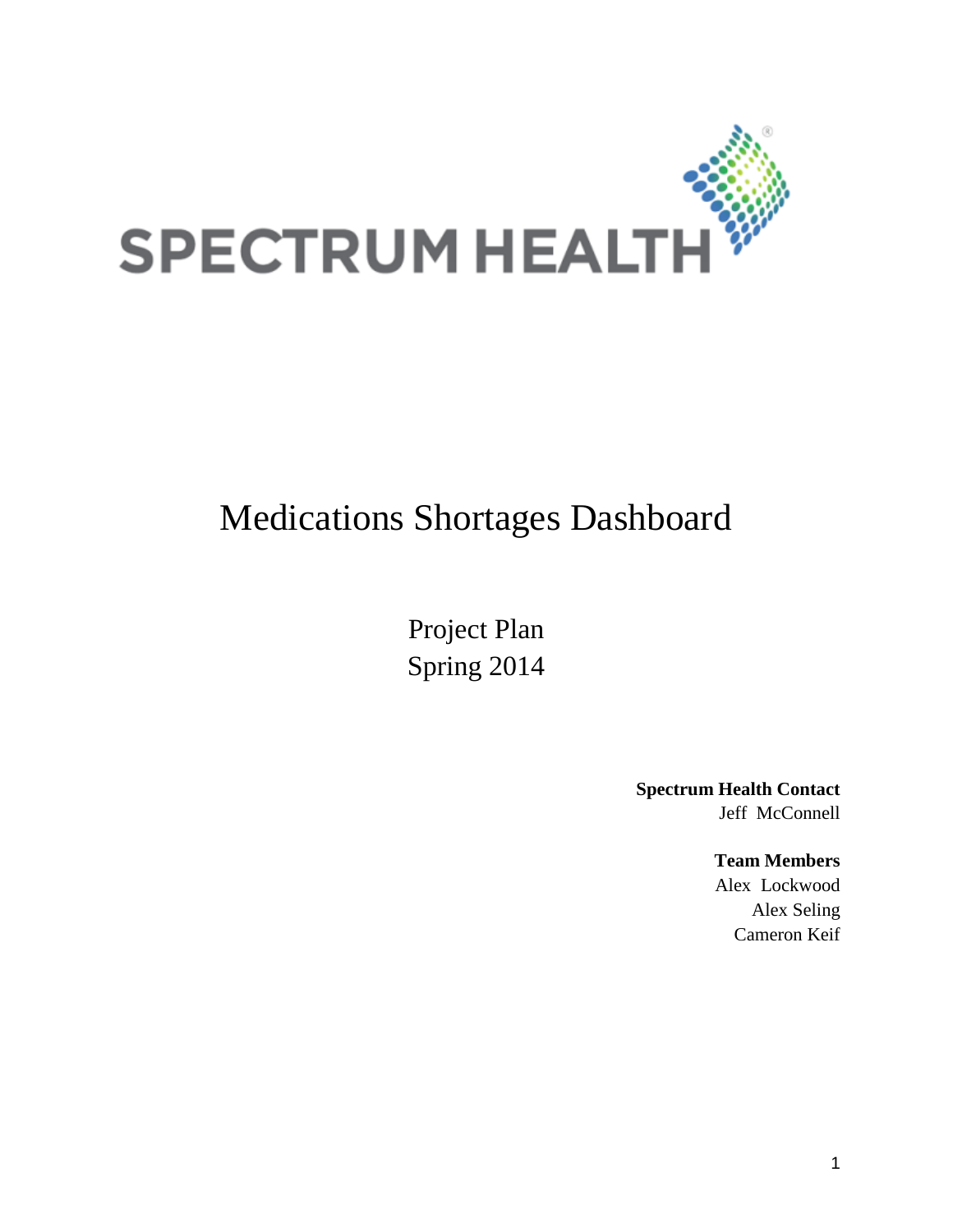SPECTRUM HEALTH

# Medications Shortages Dashboard

Project Plan
Spring 2014

**Spectrum Health Contact**
Jeff McConnell

**Team Members**
Alex Lockwood
Alex Seling
Cameron Keif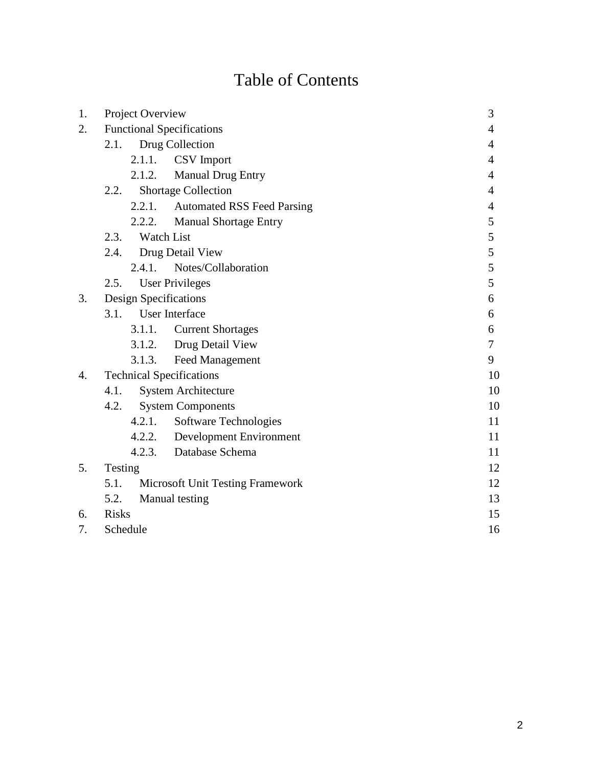# Table of Contents

| | | |
|---|---|---|
| 1. | Project Overview | 3 |
| 2. | Functional Specifications | 4 |
| | 2.1. Drug Collection | 4 |
| | 2.1.1. CSV Import | 4 |
| | 2.1.2. Manual Drug Entry | 4 |
| | 2.2. Shortage Collection | 4 |
| | 2.2.1. Automated RSS Feed Parsing | 4 |
| | 2.2.2. Manual Shortage Entry | 5 |
| | 2.3. Watch List | 5 |
| | 2.4. Drug Detail View | 5 |
| | 2.4.1. Notes/Collaboration | 5 |
| | 2.5. User Privileges | 5 |
| 3. | Design Specifications | 6 |
| | 3.1. User Interface | 6 |
| | 3.1.1. Current Shortages | 6 |
| | 3.1.2. Drug Detail View | 7 |
| | 3.1.3. Feed Management | 9 |
| 4. | Technical Specifications | 10 |
| | 4.1. System Architecture | 10 |
| | 4.2. System Components | 10 |
| | 4.2.1. Software Technologies | 11 |
| | 4.2.2. Development Environment | 11 |
| | 4.2.3. Database Schema | 11 |
| 5. | Testing | 12 |
| | 5.1. Microsoft Unit Testing Framework | 12 |
| | 5.2. Manual testing | 13 |
| 6. | Risks | 15 |
| 7. | Schedule | 16 |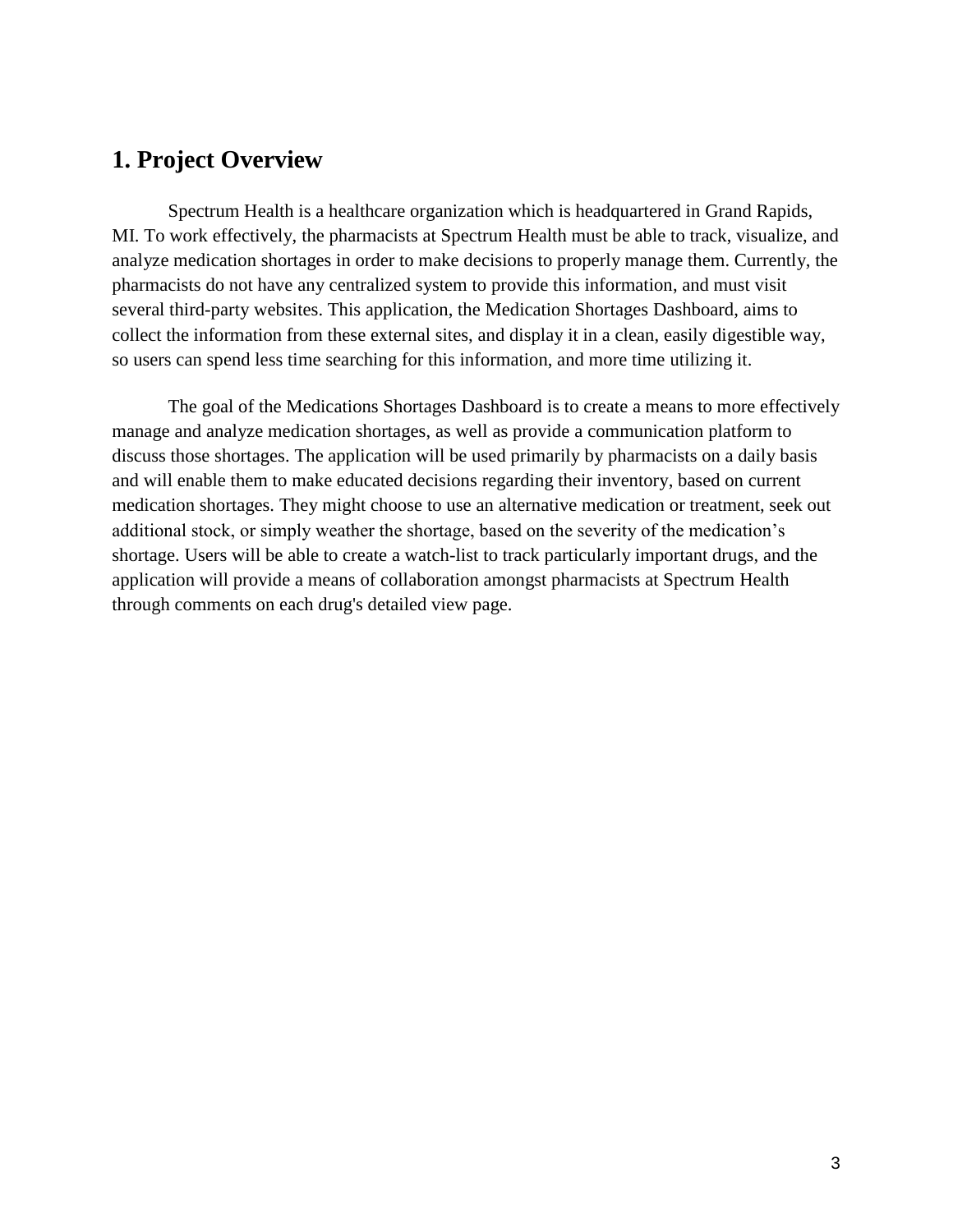## 1. Project Overview

Spectrum Health is a healthcare organization which is headquartered in Grand Rapids, MI. To work effectively, the pharmacists at Spectrum Health must be able to track, visualize, and analyze medication shortages in order to make decisions to properly manage them. Currently, the pharmacists do not have any centralized system to provide this information, and must visit several third-party websites. This application, the Medication Shortages Dashboard, aims to collect the information from these external sites, and display it in a clean, easily digestible way, so users can spend less time searching for this information, and more time utilizing it.

The goal of the Medications Shortages Dashboard is to create a means to more effectively manage and analyze medication shortages, as well as provide a communication platform to discuss those shortages. The application will be used primarily by pharmacists on a daily basis and will enable them to make educated decisions regarding their inventory, based on current medication shortages. They might choose to use an alternative medication or treatment, seek out additional stock, or simply weather the shortage, based on the severity of the medication's shortage. Users will be able to create a watch-list to track particularly important drugs, and the application will provide a means of collaboration amongst pharmacists at Spectrum Health through comments on each drug's detailed view page.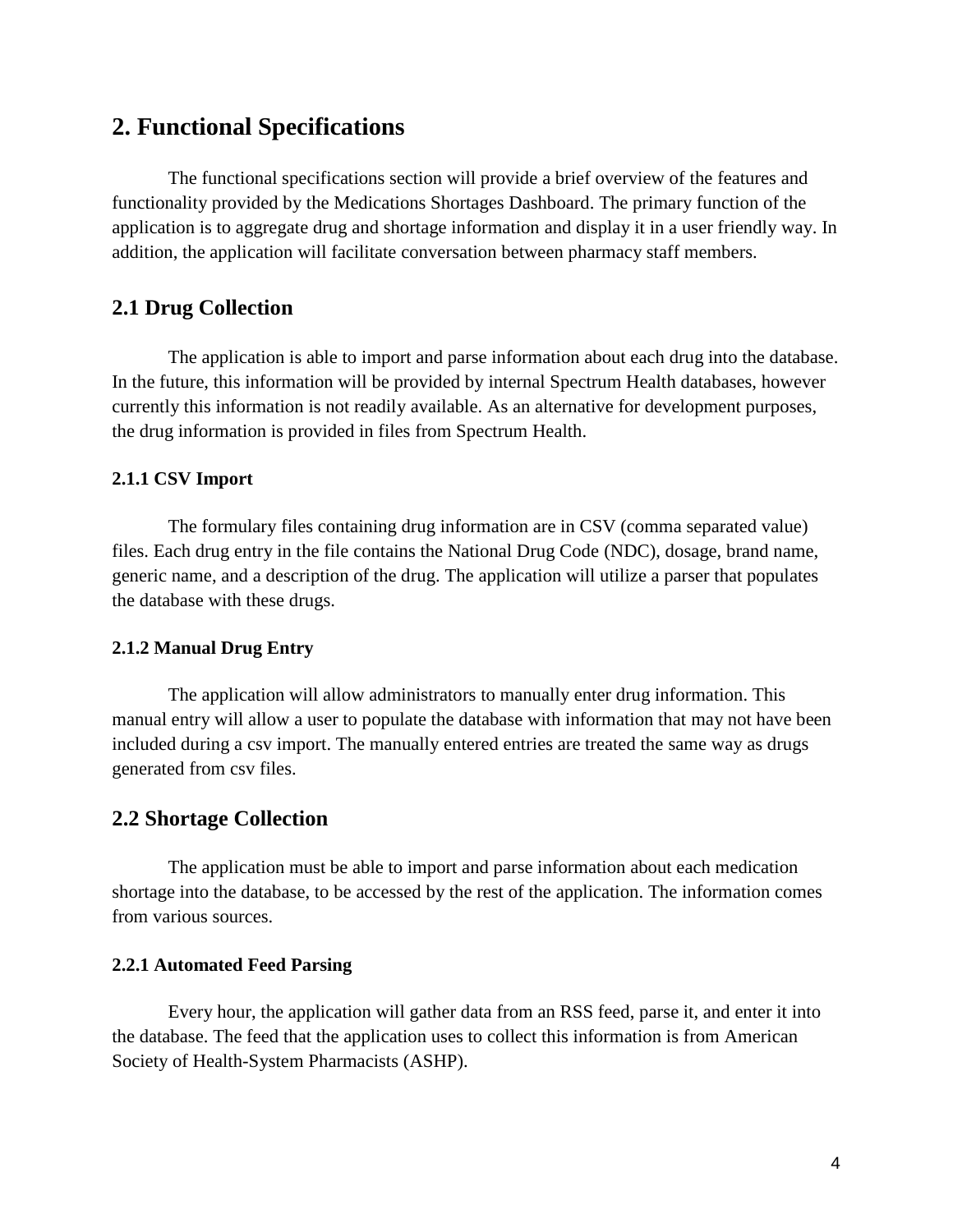## 2. Functional Specifications

The functional specifications section will provide a brief overview of the features and functionality provided by the Medications Shortages Dashboard. The primary function of the application is to aggregate drug and shortage information and display it in a user friendly way. In addition, the application will facilitate conversation between pharmacy staff members.

### 2.1 Drug Collection

The application is able to import and parse information about each drug into the database. In the future, this information will be provided by internal Spectrum Health databases, however currently this information is not readily available. As an alternative for development purposes, the drug information is provided in files from Spectrum Health.

#### 2.1.1 CSV Import

The formulary files containing drug information are in CSV (comma separated value) files. Each drug entry in the file contains the National Drug Code (NDC), dosage, brand name, generic name, and a description of the drug. The application will utilize a parser that populates the database with these drugs.

#### 2.1.2 Manual Drug Entry

The application will allow administrators to manually enter drug information. This manual entry will allow a user to populate the database with information that may not have been included during a csv import. The manually entered entries are treated the same way as drugs generated from csv files.

### 2.2 Shortage Collection

The application must be able to import and parse information about each medication shortage into the database, to be accessed by the rest of the application. The information comes from various sources.

#### 2.2.1 Automated Feed Parsing

Every hour, the application will gather data from an RSS feed, parse it, and enter it into the database. The feed that the application uses to collect this information is from American Society of Health-System Pharmacists (ASHP).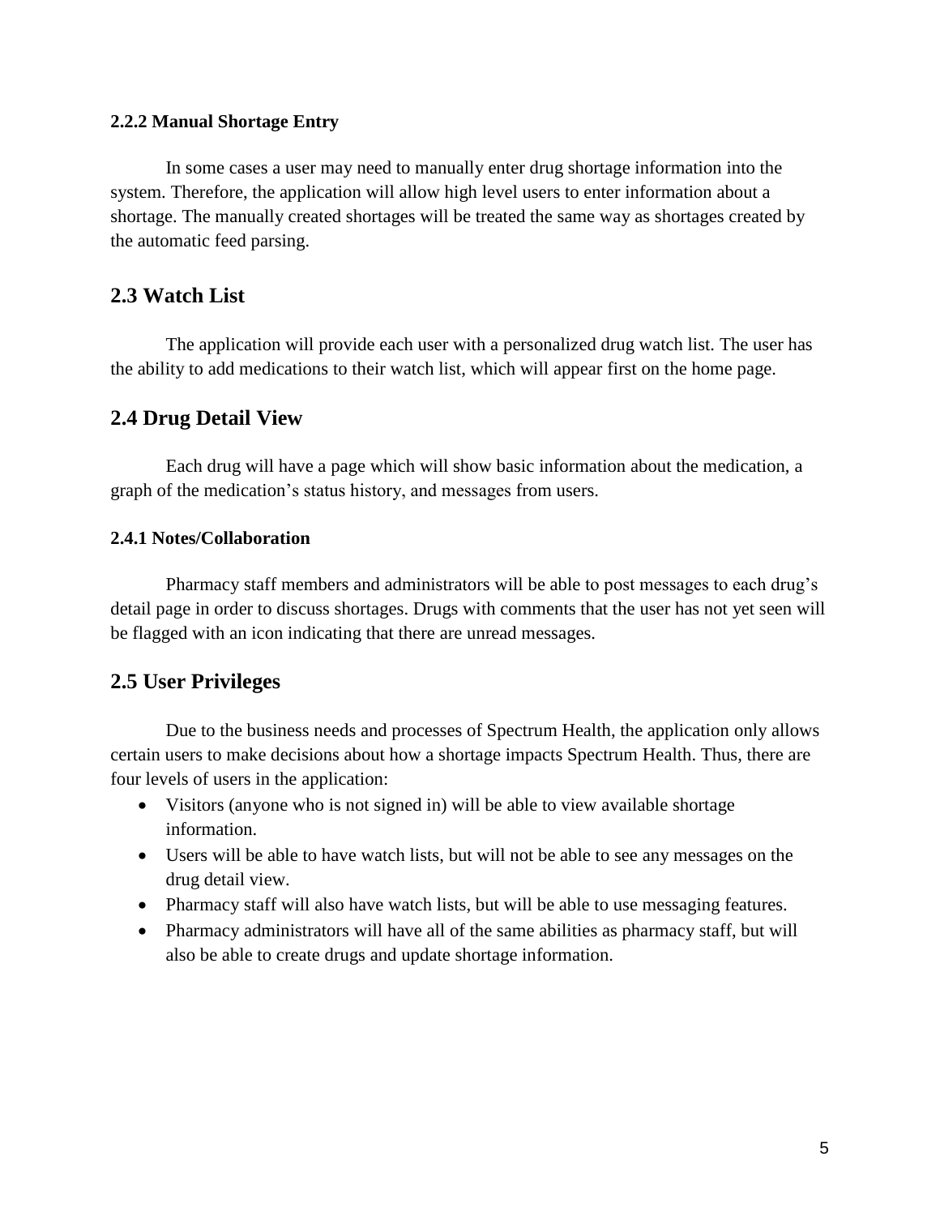#### 2.2.2 Manual Shortage Entry

In some cases a user may need to manually enter drug shortage information into the system. Therefore, the application will allow high level users to enter information about a shortage. The manually created shortages will be treated the same way as shortages created by the automatic feed parsing.

## 2.3 Watch List

The application will provide each user with a personalized drug watch list. The user has the ability to add medications to their watch list, which will appear first on the home page.

## 2.4 Drug Detail View

Each drug will have a page which will show basic information about the medication, a graph of the medication's status history, and messages from users.

#### 2.4.1 Notes/Collaboration

Pharmacy staff members and administrators will be able to post messages to each drug's detail page in order to discuss shortages. Drugs with comments that the user has not yet seen will be flagged with an icon indicating that there are unread messages.

## 2.5 User Privileges

Due to the business needs and processes of Spectrum Health, the application only allows certain users to make decisions about how a shortage impacts Spectrum Health. Thus, there are four levels of users in the application:

- Visitors (anyone who is not signed in) will be able to view available shortage information.
- Users will be able to have watch lists, but will not be able to see any messages on the drug detail view.
- Pharmacy staff will also have watch lists, but will be able to use messaging features.
- Pharmacy administrators will have all of the same abilities as pharmacy staff, but will also be able to create drugs and update shortage information.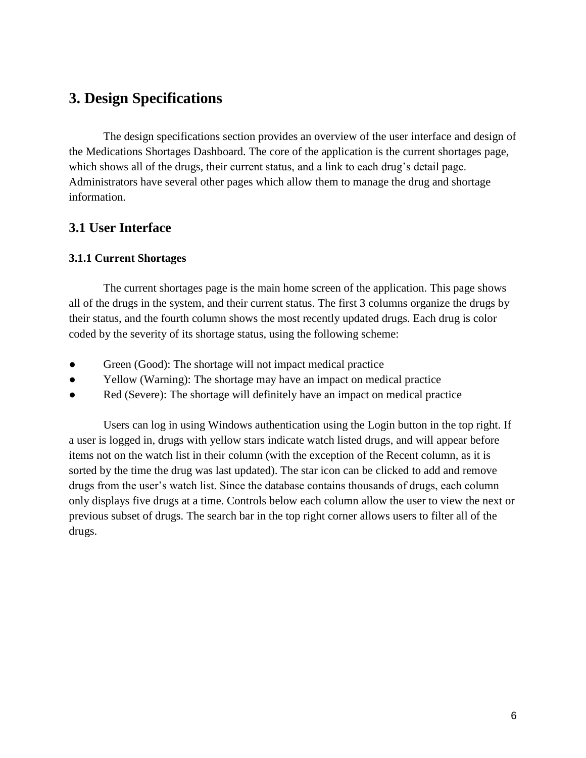# 3. Design Specifications

The design specifications section provides an overview of the user interface and design of the Medications Shortages Dashboard. The core of the application is the current shortages page, which shows all of the drugs, their current status, and a link to each drug's detail page. Administrators have several other pages which allow them to manage the drug and shortage information.

## 3.1 User Interface

### 3.1.1 Current Shortages

The current shortages page is the main home screen of the application. This page shows all of the drugs in the system, and their current status. The first 3 columns organize the drugs by their status, and the fourth column shows the most recently updated drugs. Each drug is color coded by the severity of its shortage status, using the following scheme:

- Green (Good): The shortage will not impact medical practice
- Yellow (Warning): The shortage may have an impact on medical practice
- Red (Severe): The shortage will definitely have an impact on medical practice

Users can log in using Windows authentication using the Login button in the top right. If a user is logged in, drugs with yellow stars indicate watch listed drugs, and will appear before items not on the watch list in their column (with the exception of the Recent column, as it is sorted by the time the drug was last updated). The star icon can be clicked to add and remove drugs from the user's watch list. Since the database contains thousands of drugs, each column only displays five drugs at a time. Controls below each column allow the user to view the next or previous subset of drugs. The search bar in the top right corner allows users to filter all of the drugs.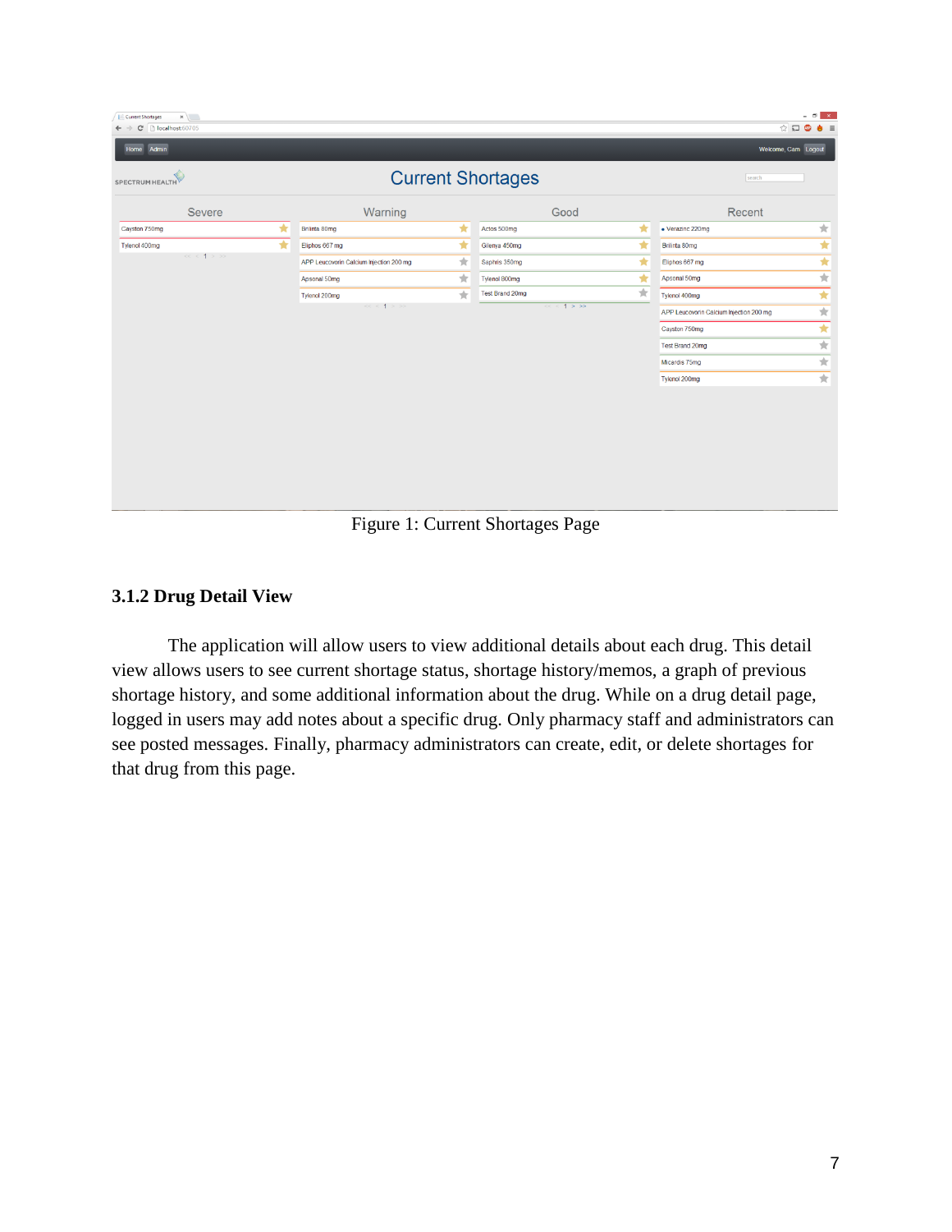Figure 1: Current Shortages Page

### 3.1.2 Drug Detail View

The application will allow users to view additional details about each drug. This detail view allows users to see current shortage status, shortage history/memos, a graph of previous shortage history, and some additional information about the drug. While on a drug detail page, logged in users may add notes about a specific drug. Only pharmacy staff and administrators can see posted messages. Finally, pharmacy administrators can create, edit, or delete shortages for that drug from this page.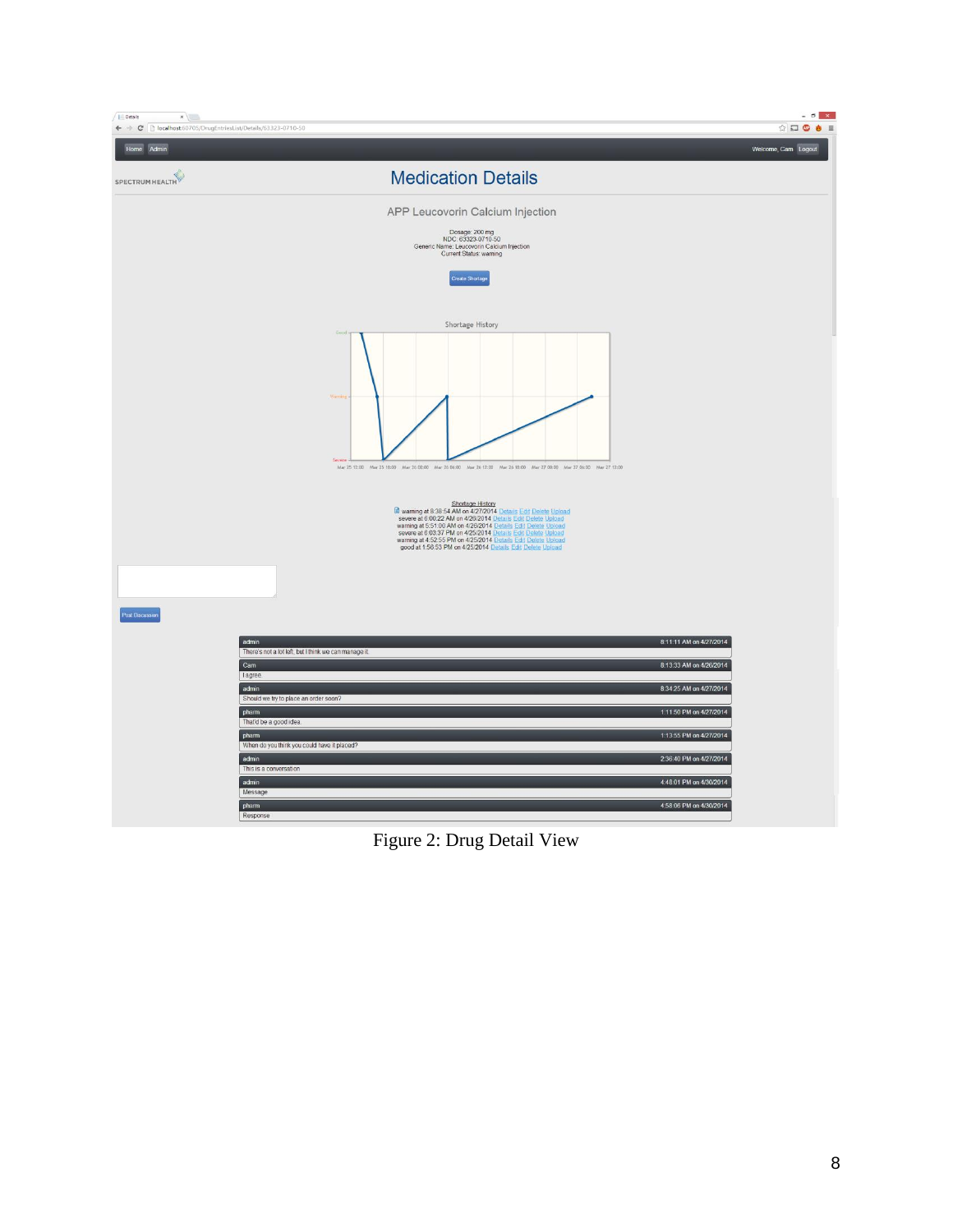Figure 2: Drug Detail View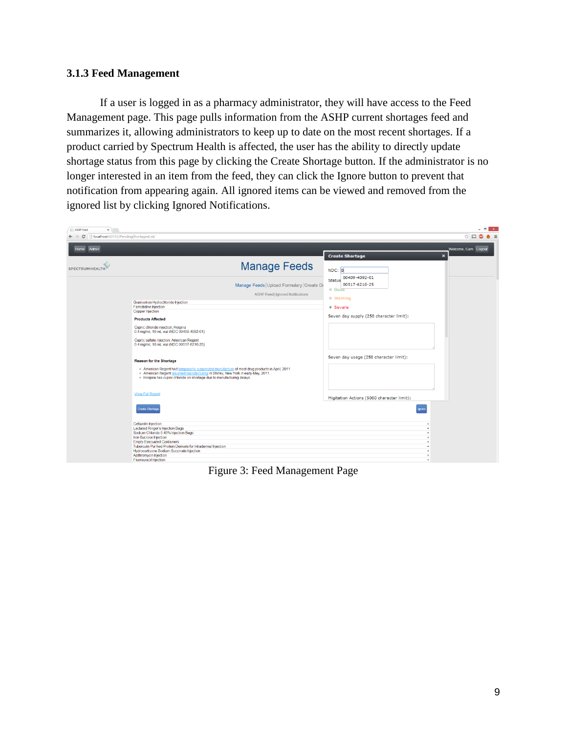### 3.1.3 Feed Management

If a user is logged in as a pharmacy administrator, they will have access to the Feed Management page. This page pulls information from the ASHP current shortages feed and summarizes it, allowing administrators to keep up to date on the most recent shortages. If a product carried by Spectrum Health is affected, the user has the ability to directly update shortage status from this page by clicking the Create Shortage button. If the administrator is no longer interested in an item from the feed, they can click the Ignore button to prevent that notification from appearing again. All ignored items can be viewed and removed from the ignored list by clicking Ignored Notifications.

Figure 3: Feed Management Page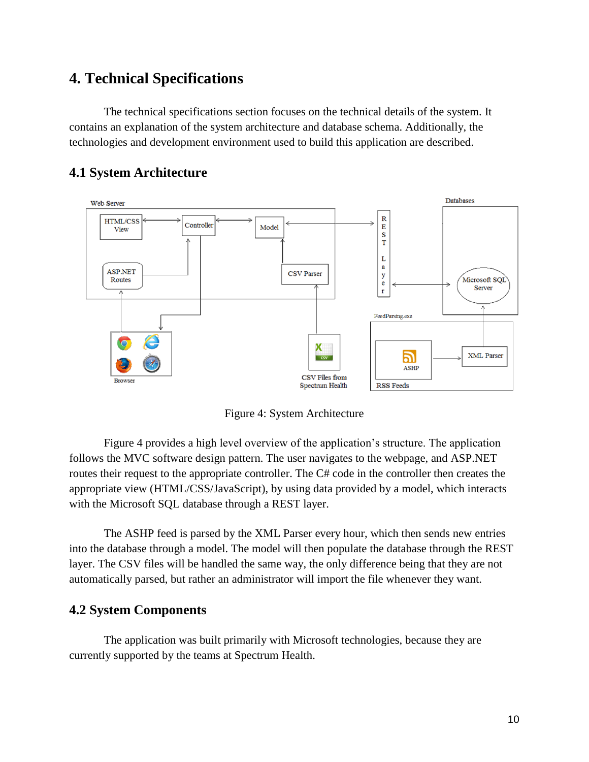# 4. Technical Specifications

The technical specifications section focuses on the technical details of the system. It contains an explanation of the system architecture and database schema. Additionally, the technologies and development environment used to build this application are described.

## 4.1 System Architecture

Figure 4: System Architecture

Figure 4 provides a high level overview of the application's structure. The application follows the MVC software design pattern. The user navigates to the webpage, and ASP.NET routes their request to the appropriate controller. The C# code in the controller then creates the appropriate view (HTML/CSS/JavaScript), by using data provided by a model, which interacts with the Microsoft SQL database through a REST layer.

The ASHP feed is parsed by the XML Parser every hour, which then sends new entries into the database through a model. The model will then populate the database through the REST layer. The CSV files will be handled the same way, the only difference being that they are not automatically parsed, but rather an administrator will import the file whenever they want.

## 4.2 System Components

The application was built primarily with Microsoft technologies, because they are currently supported by the teams at Spectrum Health.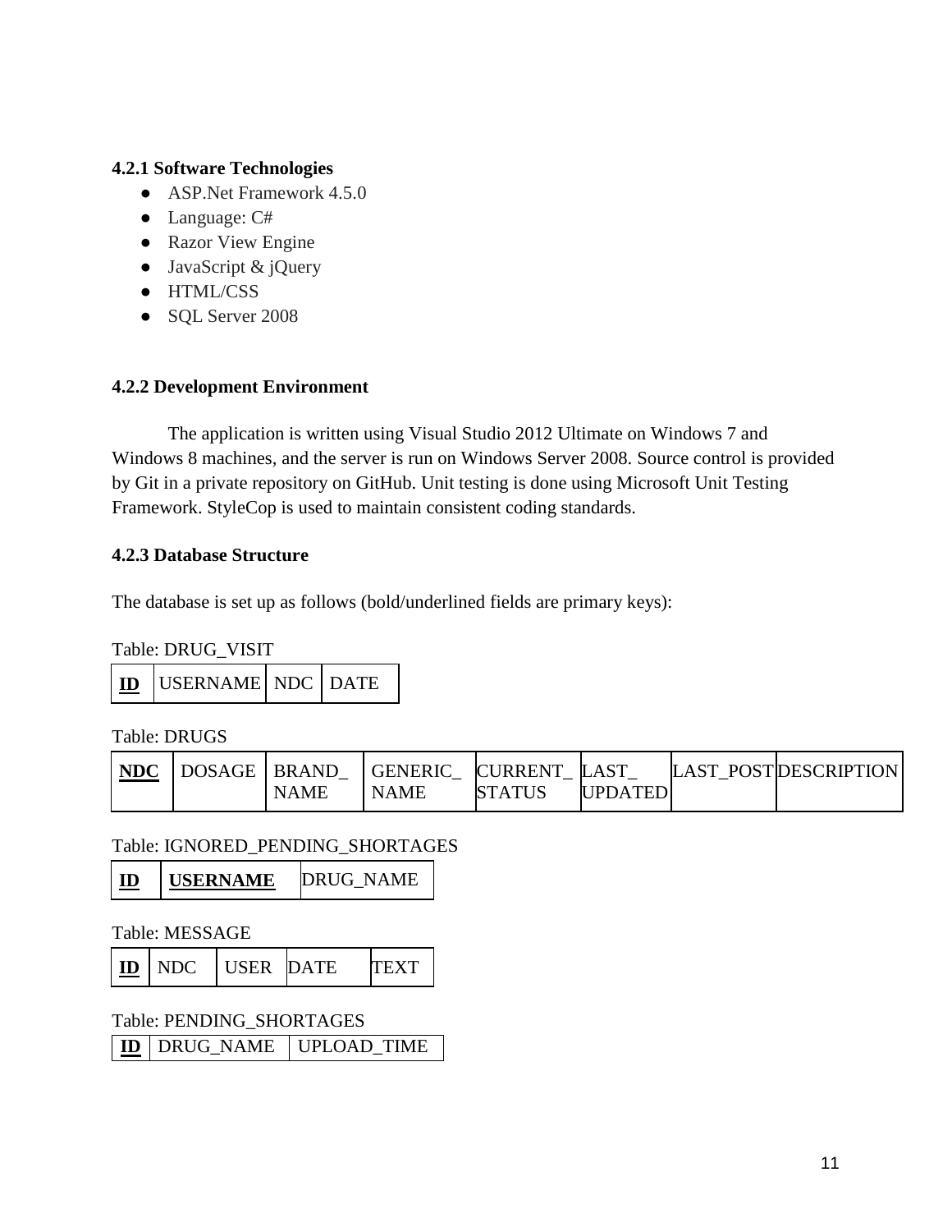#### 4.2.1 Software Technologies

- ASP.Net Framework 4.5.0
- Language: C#
- Razor View Engine
- JavaScript & jQuery
- HTML/CSS
- SQL Server 2008

#### 4.2.2 Development Environment

The application is written using Visual Studio 2012 Ultimate on Windows 7 and Windows 8 machines, and the server is run on Windows Server 2008. Source control is provided by Git in a private repository on GitHub. Unit testing is done using Microsoft Unit Testing Framework. StyleCop is used to maintain consistent coding standards.

#### 4.2.3 Database Structure

The database is set up as follows (bold/underlined fields are primary keys):

Table: DRUG_VISIT

| **<u>ID</u>** | USERNAME | NDC | DATE |
|---|---|---|---|

Table: DRUGS

| **<u>NDC</u>** | DOSAGE | BRAND_NAME | GENERIC_NAME | CURRENT_STATUS | LAST_UPDATED | LAST_POST | DESCRIPTION |
|---|---|---|---|---|---|---|---|

Table: IGNORED_PENDING_SHORTAGES

| **<u>ID</u>** | **<u>USERNAME</u>** | DRUG_NAME |
|---|---|---|

Table: MESSAGE

| **<u>ID</u>** | NDC | USER | DATE | TEXT |
|---|---|---|---|---|

Table: PENDING_SHORTAGES

| **<u>ID</u>** | DRUG_NAME | UPLOAD_TIME |
|---|---|---|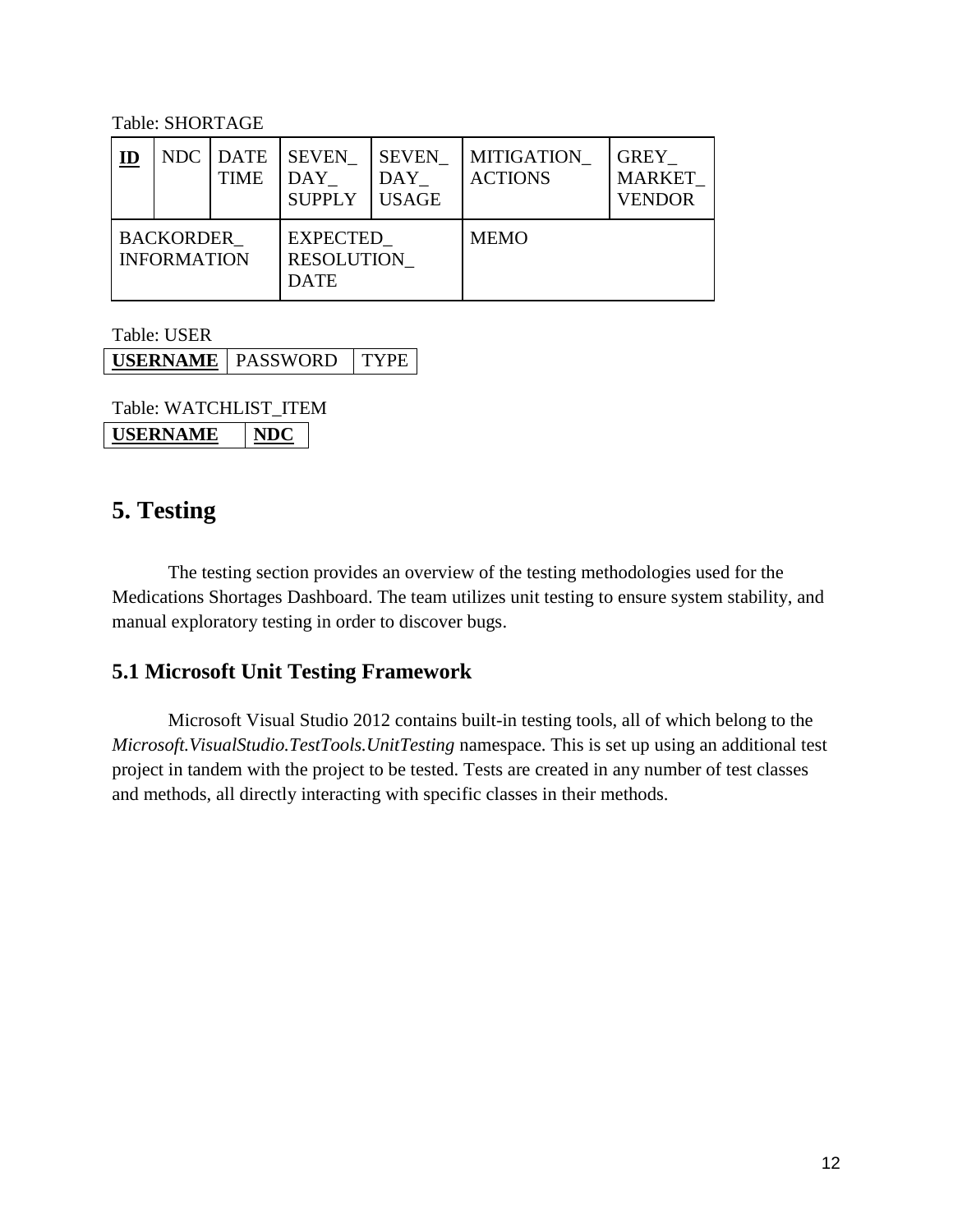Table: SHORTAGE

| **ID** | NDC | DATE TIME | SEVEN_ DAY_ SUPPLY | SEVEN_ DAY_ USAGE | MITIGATION_ ACTIONS | GREY_ MARKET_ VENDOR |
|---|---|---|---|---|---|---|
| BACKORDER_ INFORMATION | | EXPECTED_ RESOLUTION_ DATE | | MEMO | | |

Table: USER

| **USERNAME** | PASSWORD | TYPE |
|---|---|---|

Table: WATCHLIST_ITEM

| **USERNAME** | **NDC** |
|---|---|

## 5. Testing

The testing section provides an overview of the testing methodologies used for the Medications Shortages Dashboard. The team utilizes unit testing to ensure system stability, and manual exploratory testing in order to discover bugs.

### 5.1 Microsoft Unit Testing Framework

Microsoft Visual Studio 2012 contains built-in testing tools, all of which belong to the *Microsoft.VisualStudio.TestTools.UnitTesting* namespace. This is set up using an additional test project in tandem with the project to be tested. Tests are created in any number of test classes and methods, all directly interacting with specific classes in their methods.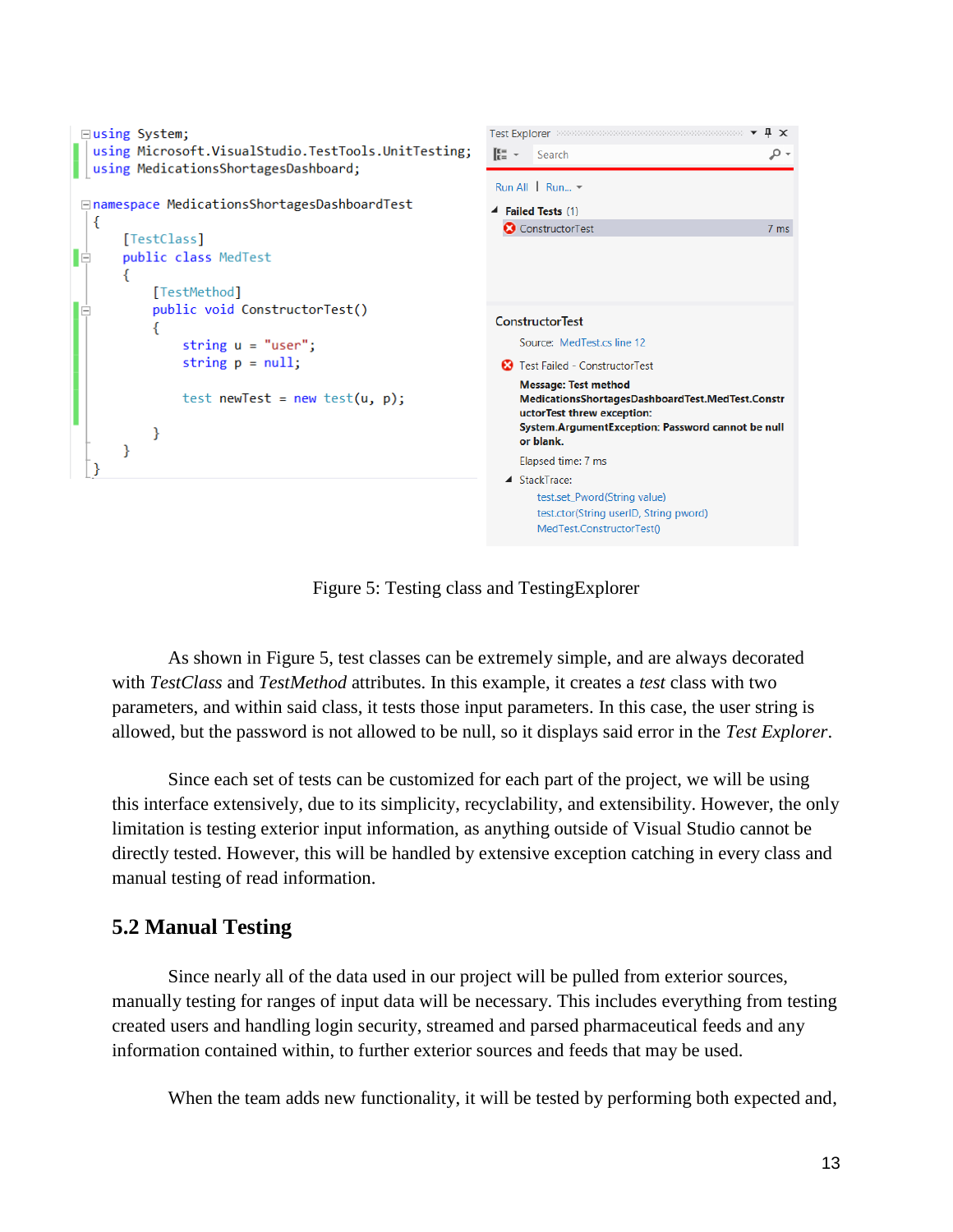```
using System;
using Microsoft.VisualStudio.TestTools.UnitTesting;
using MedicationsShortagesDashboard;

namespace MedicationsShortagesDashboardTest
{
    [TestClass]
    public class MedTest
    {
        [TestMethod]
        public void ConstructorTest()
        {
            string u = "user";
            string p = null;

            test newTest = new test(u, p);

        }
    }
}
```

```
Test Explorer
Search
Run All | Run...
Failed Tests (1)
  ConstructorTest    7 ms

ConstructorTest
  Source: MedTest.cs line 12
  Test Failed - ConstructorTest
  Message: Test method
  MedicationsShortagesDashboardTest.MedTest.ConstructorTest threw exception:
  System.ArgumentException: Password cannot be null or blank.
  Elapsed time: 7 ms
  StackTrace:
    test.set_Pword(String value)
    test.ctor(String userID, String pword)
    MedTest.ConstructorTest()
```

Figure 5: Testing class and TestingExplorer

As shown in Figure 5, test classes can be extremely simple, and are always decorated with *TestClass* and *TestMethod* attributes. In this example, it creates a *test* class with two parameters, and within said class, it tests those input parameters. In this case, the user string is allowed, but the password is not allowed to be null, so it displays said error in the *Test Explorer*.

Since each set of tests can be customized for each part of the project, we will be using this interface extensively, due to its simplicity, recyclability, and extensibility. However, the only limitation is testing exterior input information, as anything outside of Visual Studio cannot be directly tested. However, this will be handled by extensive exception catching in every class and manual testing of read information.

## 5.2 Manual Testing

Since nearly all of the data used in our project will be pulled from exterior sources, manually testing for ranges of input data will be necessary. This includes everything from testing created users and handling login security, streamed and parsed pharmaceutical feeds and any information contained within, to further exterior sources and feeds that may be used.

When the team adds new functionality, it will be tested by performing both expected and,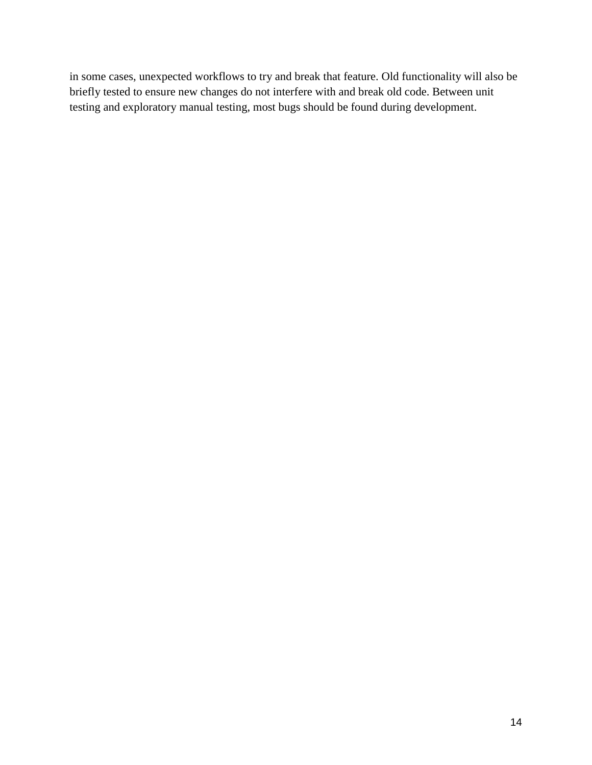in some cases, unexpected workflows to try and break that feature. Old functionality will also be briefly tested to ensure new changes do not interfere with and break old code. Between unit testing and exploratory manual testing, most bugs should be found during development.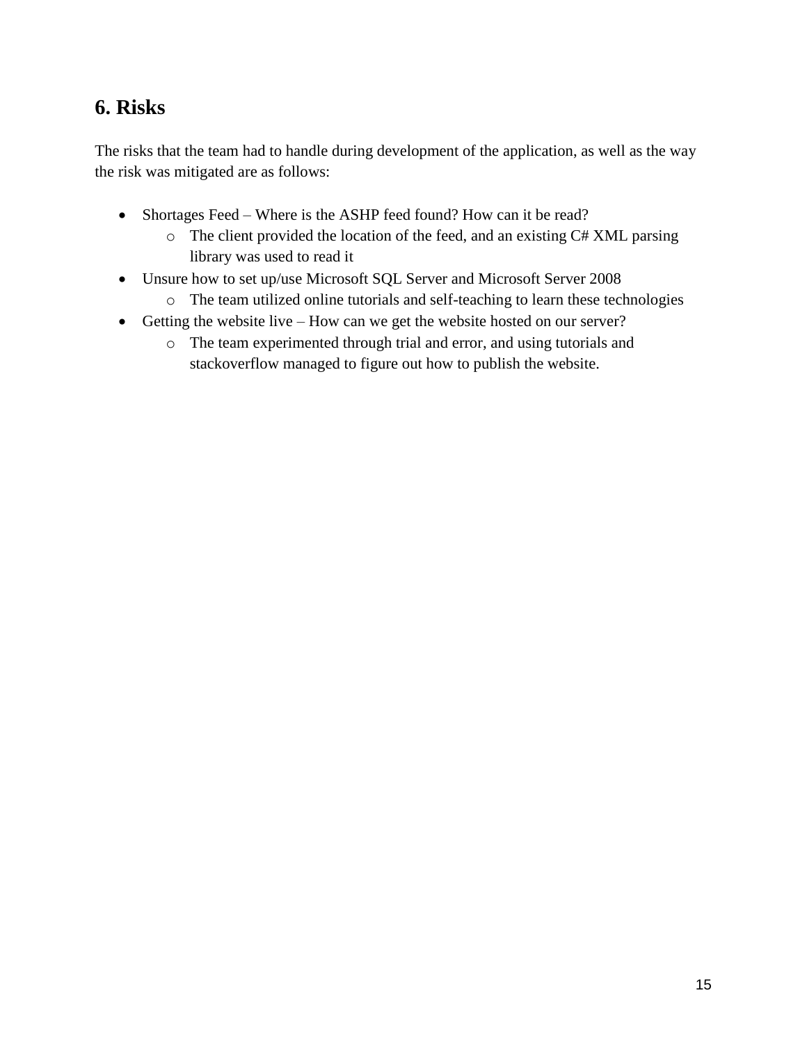## 6. Risks

The risks that the team had to handle during development of the application, as well as the way the risk was mitigated are as follows:

- Shortages Feed – Where is the ASHP feed found? How can it be read?
  - The client provided the location of the feed, and an existing C# XML parsing library was used to read it
- Unsure how to set up/use Microsoft SQL Server and Microsoft Server 2008
  - The team utilized online tutorials and self-teaching to learn these technologies
- Getting the website live – How can we get the website hosted on our server?
  - The team experimented through trial and error, and using tutorials and stackoverflow managed to figure out how to publish the website.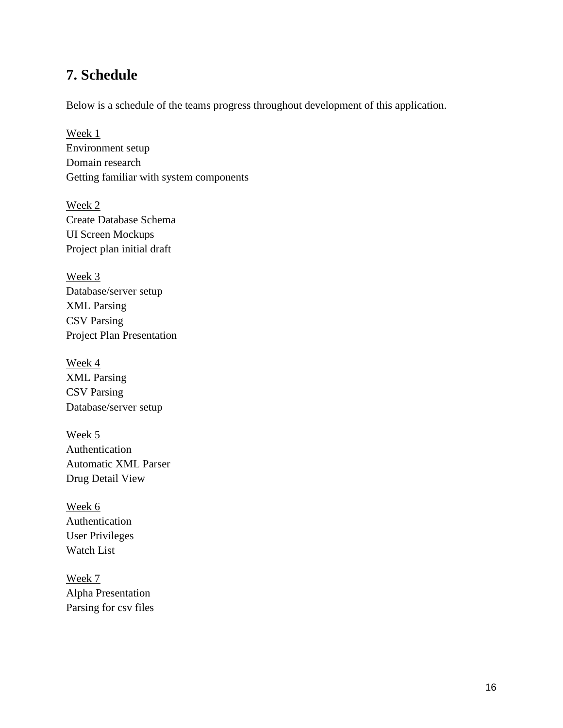## 7. Schedule

Below is a schedule of the teams progress throughout development of this application.

<u>Week 1</u>
Environment setup
Domain research
Getting familiar with system components

<u>Week 2</u>
Create Database Schema
UI Screen Mockups
Project plan initial draft

<u>Week 3</u>
Database/server setup
XML Parsing
CSV Parsing
Project Plan Presentation

<u>Week 4</u>
XML Parsing
CSV Parsing
Database/server setup

<u>Week 5</u>
Authentication
Automatic XML Parser
Drug Detail View

<u>Week 6</u>
Authentication
User Privileges
Watch List

<u>Week 7</u>
Alpha Presentation
Parsing for csv files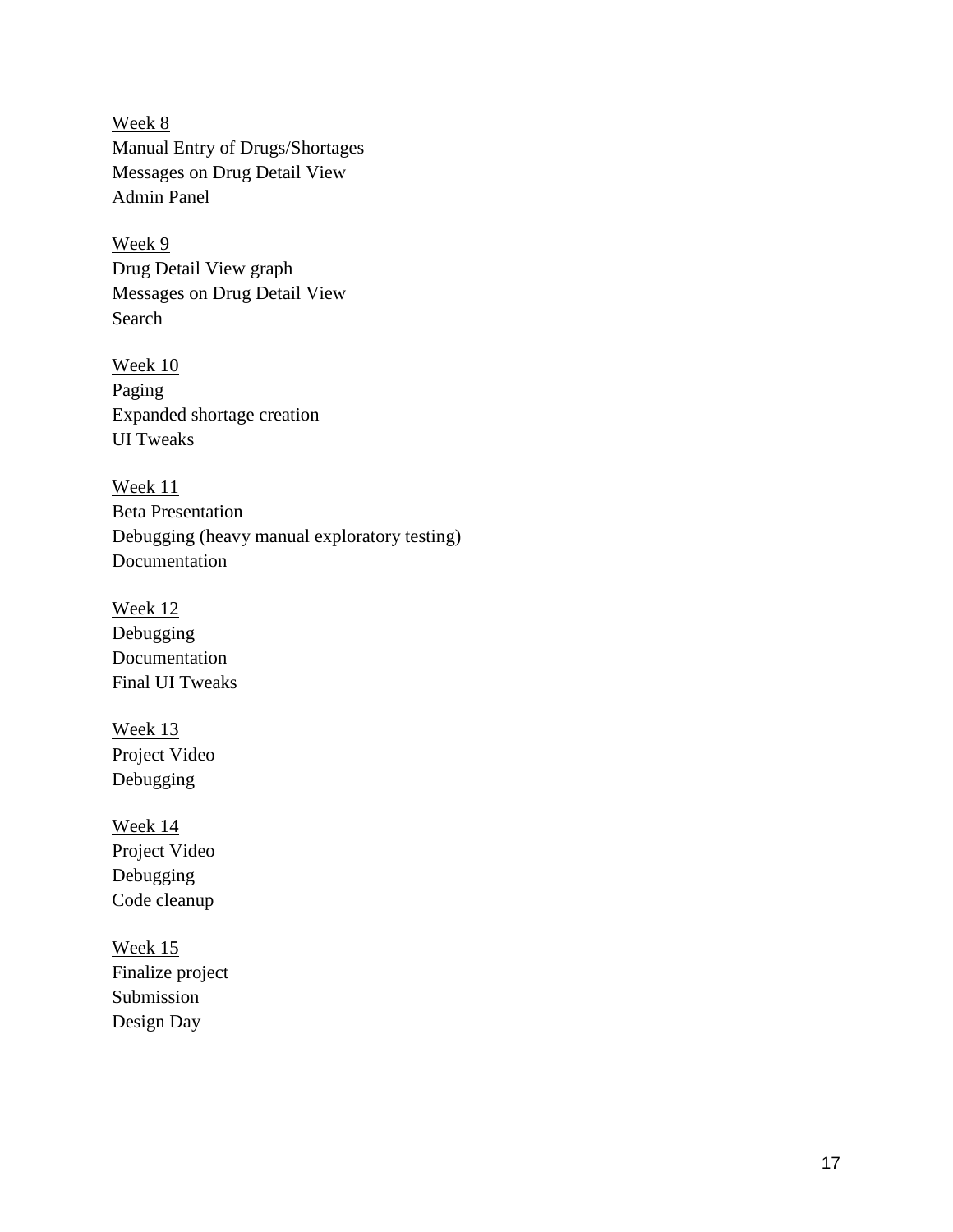<u>Week 8</u>
Manual Entry of Drugs/Shortages
Messages on Drug Detail View
Admin Panel

<u>Week 9</u>
Drug Detail View graph
Messages on Drug Detail View
Search

<u>Week 10</u>
Paging
Expanded shortage creation
UI Tweaks

<u>Week 11</u>
Beta Presentation
Debugging (heavy manual exploratory testing)
Documentation

<u>Week 12</u>
Debugging
Documentation
Final UI Tweaks

<u>Week 13</u>
Project Video
Debugging

<u>Week 14</u>
Project Video
Debugging
Code cleanup

<u>Week 15</u>
Finalize project
Submission
Design Day